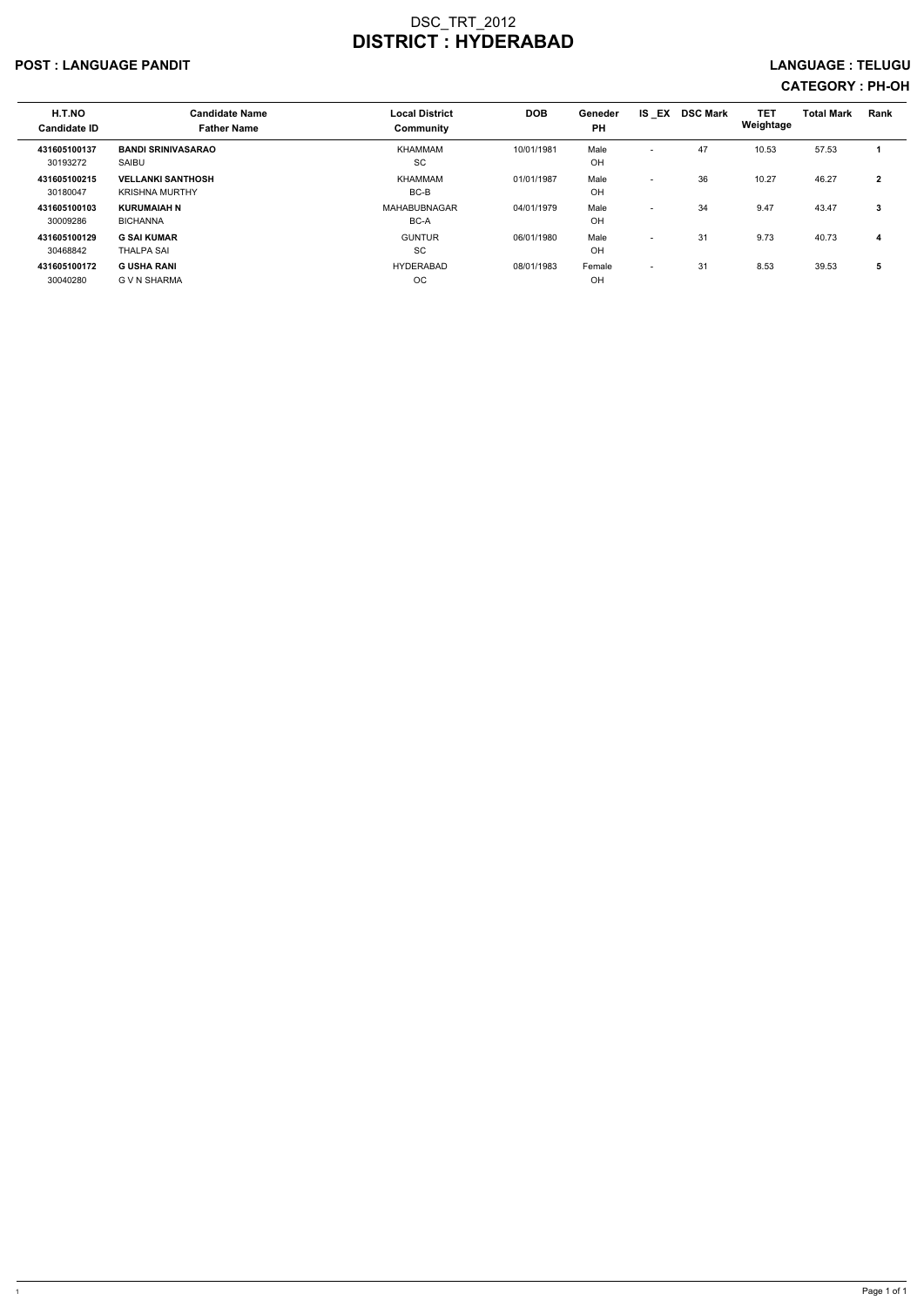# DSC_TRT_2012
# DISTRICT : HYDERABAD

**POST : LANGUAGE PANDIT** **LANGUAGE : TELUGU**

**CATEGORY : PH-OH**

| H.T.NO<br>Candidate ID | Candidate Name<br>Father Name | Local District<br>Community | DOB | Geneder<br>PH | IS _EX | DSC Mark | TET Weightage | Total Mark | Rank |
|---|---|---|---|---|---|---|---|---|---|
| **431605100137**<br>30193272 | **BANDI SRINIVASARAO**<br>SAIBU | KHAMMAM<br>SC | 10/01/1981 | Male<br>OH | - | 47 | 10.53 | 57.53 | **1** |
| **431605100215**<br>30180047 | **VELLANKI SANTHOSH**<br>KRISHNA MURTHY | KHAMMAM<br>BC-B | 01/01/1987 | Male<br>OH | - | 36 | 10.27 | 46.27 | **2** |
| **431605100103**<br>30009286 | **KURUMAIAH N**<br>BICHANNA | MAHABUBNAGAR<br>BC-A | 04/01/1979 | Male<br>OH | - | 34 | 9.47 | 43.47 | **3** |
| **431605100129**<br>30468842 | **G SAI KUMAR**<br>THALPA SAI | GUNTUR<br>SC | 06/01/1980 | Male<br>OH | - | 31 | 9.73 | 40.73 | **4** |
| **431605100172**<br>30040280 | **G USHA RANI**<br>G V N SHARMA | HYDERABAD<br>OC | 08/01/1983 | Female<br>OH | - | 31 | 8.53 | 39.53 | **5** |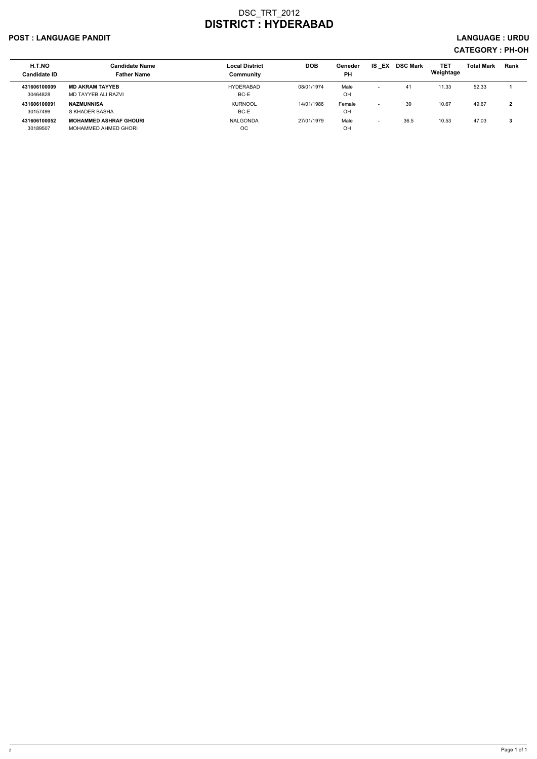# DSC_TRT_2012
# DISTRICT : HYDERABAD

**POST : LANGUAGE PANDIT** **LANGUAGE : URDU**

**CATEGORY : PH-OH**

| H.T.NO<br>Candidate ID | Candidate Name<br>Father Name | Local District<br>Community | DOB | Geneder<br>PH | IS _EX | DSC Mark | TET Weightage | Total Mark | Rank |
|---|---|---|---|---|---|---|---|---|---|
| **431606100009**<br>30464828 | **MD AKRAM TAYYEB**<br>MD TAYYEB ALI RAZVI | HYDERABAD<br>BC-E | 08/01/1974 | Male<br>OH | - | 41 | 11.33 | 52.33 | **1** |
| **431606100091**<br>30157499 | **NAZMUNNISA**<br>S KHADER BASHA | KURNOOL<br>BC-E | 14/01/1986 | Female<br>OH | - | 39 | 10.67 | 49.67 | **2** |
| **431606100052**<br>30189507 | **MOHAMMED ASHRAF GHOURI**<br>MOHAMMED AHMED GHORI | NALGONDA<br>OC | 27/01/1979 | Male<br>OH | - | 36.5 | 10.53 | 47.03 | **3** |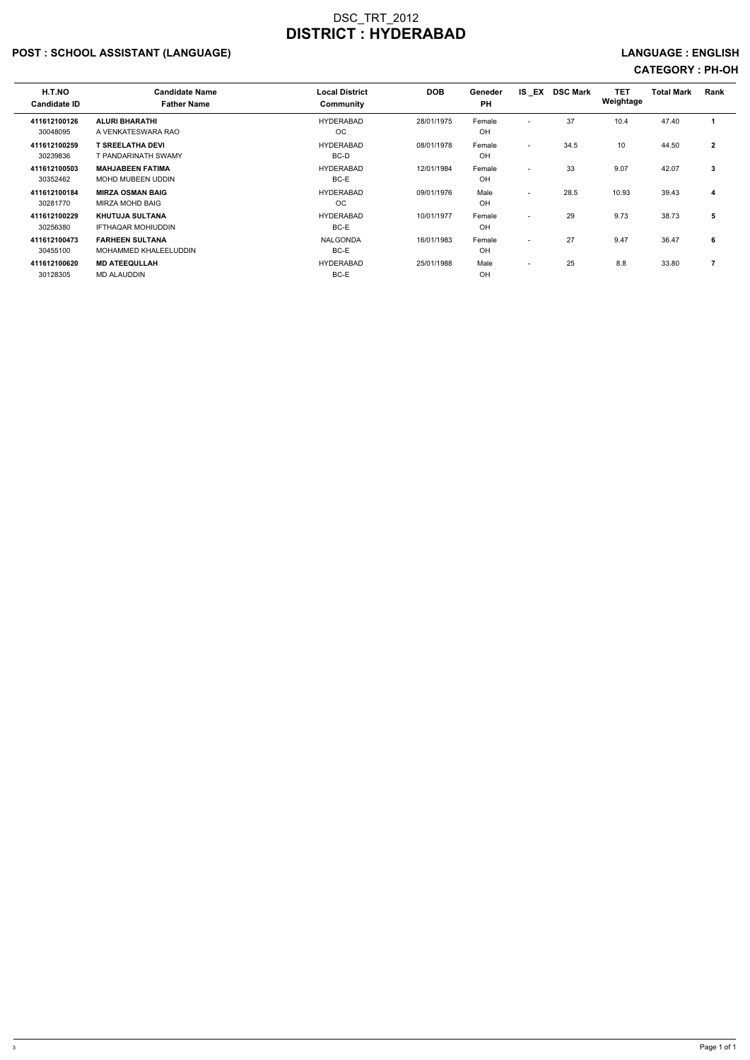# DSC_TRT_2012

# DISTRICT : HYDERABAD

## POST : SCHOOL ASSISTANT (LANGUAGE)

## LANGUAGE : ENGLISH

## CATEGORY : PH-OH

| H.T.NO<br>Candidate ID | Candidate Name<br>Father Name | Local District<br>Community | DOB | Geneder<br>PH | IS _EX | DSC Mark | TET Weightage | Total Mark | Rank |
|---|---|---|---|---|---|---|---|---|---|
| **411612100126**<br>30048095 | **ALURI BHARATHI**<br>A VENKATESWARA RAO | HYDERABAD<br>OC | 28/01/1975 | Female<br>OH | - | 37 | 10.4 | 47.40 | **1** |
| **411612100259**<br>30239836 | **T SREELATHA DEVI**<br>T PANDARINATH SWAMY | HYDERABAD<br>BC-D | 08/01/1978 | Female<br>OH | - | 34.5 | 10 | 44.50 | **2** |
| **411612100503**<br>30352462 | **MAHJABEEN FATIMA**<br>MOHD MUBEEN UDDIN | HYDERABAD<br>BC-E | 12/01/1984 | Female<br>OH | - | 33 | 9.07 | 42.07 | **3** |
| **411612100184**<br>30281770 | **MIRZA OSMAN BAIG**<br>MIRZA MOHD BAIG | HYDERABAD<br>OC | 09/01/1976 | Male<br>OH | - | 28.5 | 10.93 | 39.43 | **4** |
| **411612100229**<br>30256380 | **KHUTUJA SULTANA**<br>IFTHAQAR MOHIUDDIN | HYDERABAD<br>BC-E | 10/01/1977 | Female<br>OH | - | 29 | 9.73 | 38.73 | **5** |
| **411612100473**<br>30455100 | **FARHEEN SULTANA**<br>MOHAMMED KHALEELUDDIN | NALGONDA<br>BC-E | 16/01/1983 | Female<br>OH | - | 27 | 9.47 | 36.47 | **6** |
| **411612100620**<br>30128305 | **MD ATEEQULLAH**<br>MD ALAUDDIN | HYDERABAD<br>BC-E | 25/01/1988 | Male<br>OH | - | 25 | 8.8 | 33.80 | **7** |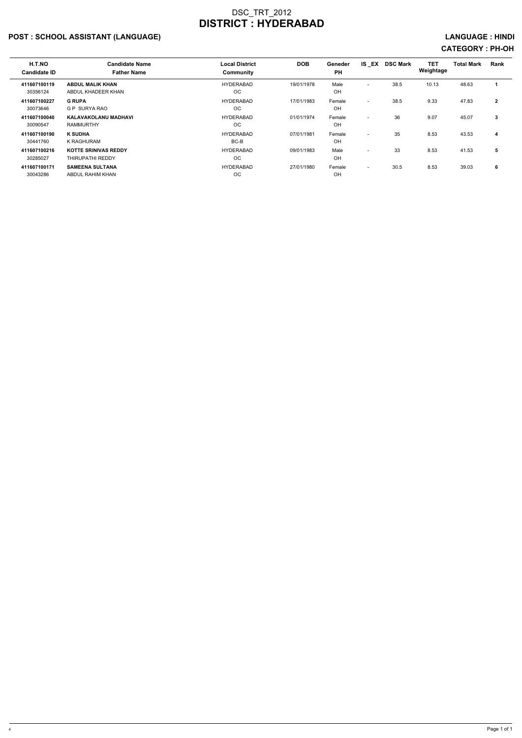# DSC_TRT_2012
# DISTRICT : HYDERABAD

## POST : SCHOOL ASSISTANT (LANGUAGE)

**LANGUAGE : HINDI**

**CATEGORY : PH-OH**

| H.T.NO<br>Candidate ID | Candidate Name<br>Father Name | Local District<br>Community | DOB | Geneder<br>PH | IS _EX | DSC Mark | TET Weightage | Total Mark | Rank |
|---|---|---|---|---|---|---|---|---|---|
| **411607100119**<br>30356124 | **ABDUL MALIK KHAN**<br>ABDUL KHADEER KHAN | HYDERABAD<br>OC | 19/01/1978 | Male<br>OH | - | 38.5 | 10.13 | 48.63 | **1** |
| **411607100227**<br>30073646 | **G RUPA**<br>G P SURYA RAO | HYDERABAD<br>OC | 17/01/1983 | Female<br>OH | - | 38.5 | 9.33 | 47.83 | **2** |
| **411607100040**<br>30090547 | **KALAVAKOLANU MADHAVI**<br>RAMMURTHY | HYDERABAD<br>OC | 01/01/1974 | Female<br>OH | - | 36 | 9.07 | 45.07 | **3** |
| **411607100190**<br>30441760 | **K SUDHA**<br>K RAGHURAM | HYDERABAD<br>BC-B | 07/01/1981 | Female<br>OH | - | 35 | 8.53 | 43.53 | **4** |
| **411607100216**<br>30285027 | **KOTTE SRINIVAS REDDY**<br>THIRUPATHI REDDY | HYDERABAD<br>OC | 09/01/1983 | Male<br>OH | - | 33 | 8.53 | 41.53 | **5** |
| **411607100171**<br>30043286 | **SAMEENA SULTANA**<br>ABDUL RAHIM KHAN | HYDERABAD<br>OC | 27/01/1980 | Female<br>OH | - | 30.5 | 8.53 | 39.03 | **6** |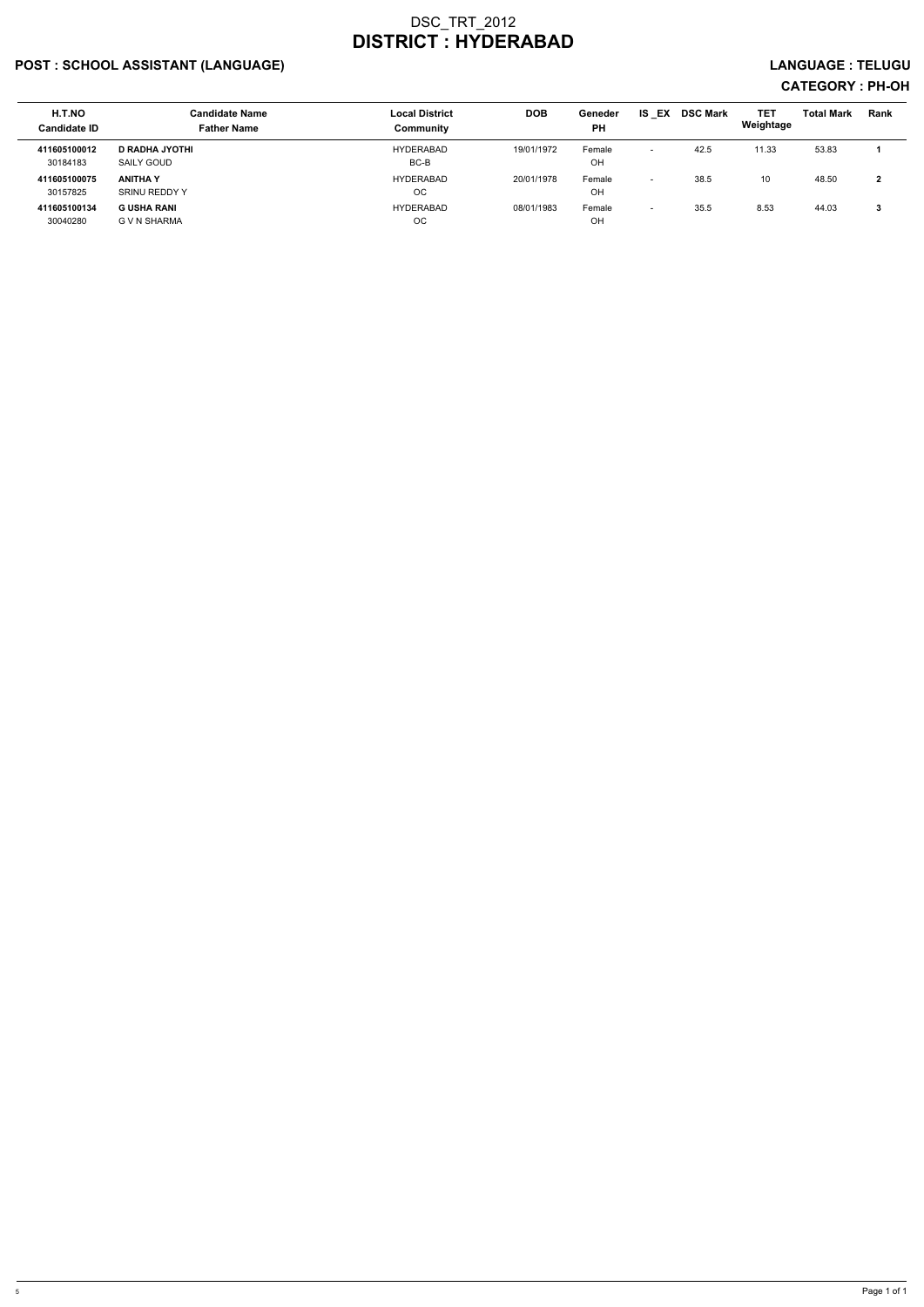# DSC_TRT_2012
# DISTRICT : HYDERABAD

**POST : SCHOOL ASSISTANT (LANGUAGE)** **LANGUAGE : TELUGU**

**CATEGORY : PH-OH**

| H.T.NO<br>Candidate ID | Candidate Name<br>Father Name | Local District<br>Community | DOB | Geneder<br>PH | IS _EX | DSC Mark | TET Weightage | Total Mark | Rank |
|---|---|---|---|---|---|---|---|---|---|
| **411605100012**<br>30184183 | **D RADHA JYOTHI**<br>SAILY GOUD | HYDERABAD<br>BC-B | 19/01/1972 | Female<br>OH | - | 42.5 | 11.33 | 53.83 | **1** |
| **411605100075**<br>30157825 | **ANITHA Y**<br>SRINU REDDY Y | HYDERABAD<br>OC | 20/01/1978 | Female<br>OH | - | 38.5 | 10 | 48.50 | **2** |
| **411605100134**<br>30040280 | **G USHA RANI**<br>G V N SHARMA | HYDERABAD<br>OC | 08/01/1983 | Female<br>OH | - | 35.5 | 8.53 | 44.03 | **3** |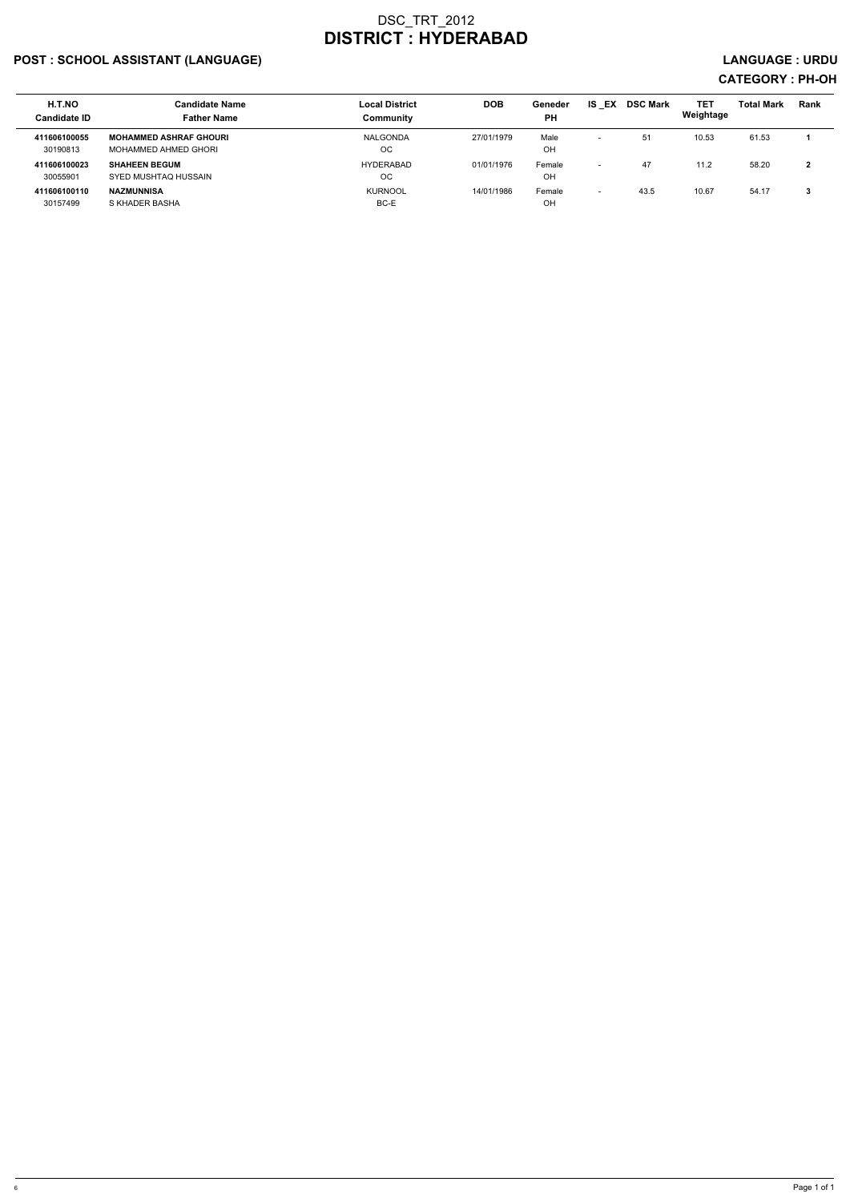# DSC_TRT_2012
# DISTRICT : HYDERABAD

**POST : SCHOOL ASSISTANT (LANGUAGE)** **LANGUAGE : URDU**

**CATEGORY : PH-OH**

| H.T.NO<br>Candidate ID | Candidate Name<br>Father Name | Local District<br>Community | DOB | Geneder<br>PH | IS _EX | DSC Mark | TET Weightage | Total Mark | Rank |
|---|---|---|---|---|---|---|---|---|---|
| **411606100055**<br>30190813 | **MOHAMMED ASHRAF GHOURI**<br>MOHAMMED AHMED GHORI | NALGONDA<br>OC | 27/01/1979 | Male<br>OH | - | 51 | 10.53 | 61.53 | **1** |
| **411606100023**<br>30055901 | **SHAHEEN BEGUM**<br>SYED MUSHTAQ HUSSAIN | HYDERABAD<br>OC | 01/01/1976 | Female<br>OH | - | 47 | 11.2 | 58.20 | **2** |
| **411606100110**<br>30157499 | **NAZMUNNISA**<br>S KHADER BASHA | KURNOOL<br>BC-E | 14/01/1986 | Female<br>OH | - | 43.5 | 10.67 | 54.17 | **3** |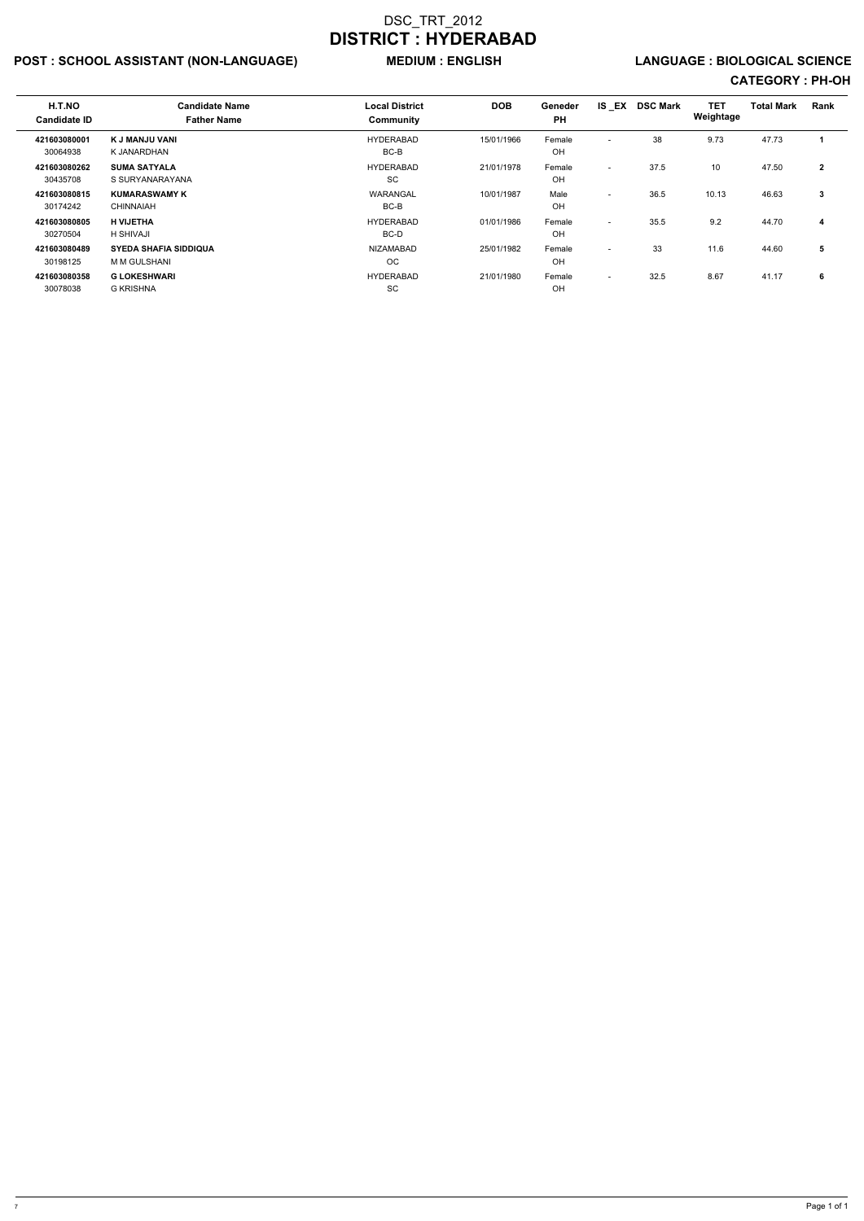# DSC_TRT_2012

# DISTRICT : HYDERABAD

**POST : SCHOOL ASSISTANT (NON-LANGUAGE)** **MEDIUM : ENGLISH** **LANGUAGE : BIOLOGICAL SCIENCE**

**CATEGORY : PH-OH**

| H.T.NO<br>Candidate ID | Candidate Name<br>Father Name | Local District<br>Community | DOB | Geneder<br>PH | IS _EX | DSC Mark | TET Weightage | Total Mark | Rank |
|---|---|---|---|---|---|---|---|---|---|
| **421603080001**<br>30064938 | **K J MANJU VANI**<br>K JANARDHAN | HYDERABAD<br>BC-B | 15/01/1966 | Female<br>OH | - | 38 | 9.73 | 47.73 | **1** |
| **421603080262**<br>30435708 | **SUMA SATYALA**<br>S SURYANARAYANA | HYDERABAD<br>SC | 21/01/1978 | Female<br>OH | - | 37.5 | 10 | 47.50 | **2** |
| **421603080815**<br>30174242 | **KUMARASWAMY K**<br>CHINNAIAH | WARANGAL<br>BC-B | 10/01/1987 | Male<br>OH | - | 36.5 | 10.13 | 46.63 | **3** |
| **421603080805**<br>30270504 | **H VIJETHA**<br>H SHIVAJI | HYDERABAD<br>BC-D | 01/01/1986 | Female<br>OH | - | 35.5 | 9.2 | 44.70 | **4** |
| **421603080489**<br>30198125 | **SYEDA SHAFIA SIDDIQUA**<br>M M GULSHANI | NIZAMABAD<br>OC | 25/01/1982 | Female<br>OH | - | 33 | 11.6 | 44.60 | **5** |
| **421603080358**<br>30078038 | **G LOKESHWARI**<br>G KRISHNA | HYDERABAD<br>SC | 21/01/1980 | Female<br>OH | - | 32.5 | 8.67 | 41.17 | **6** |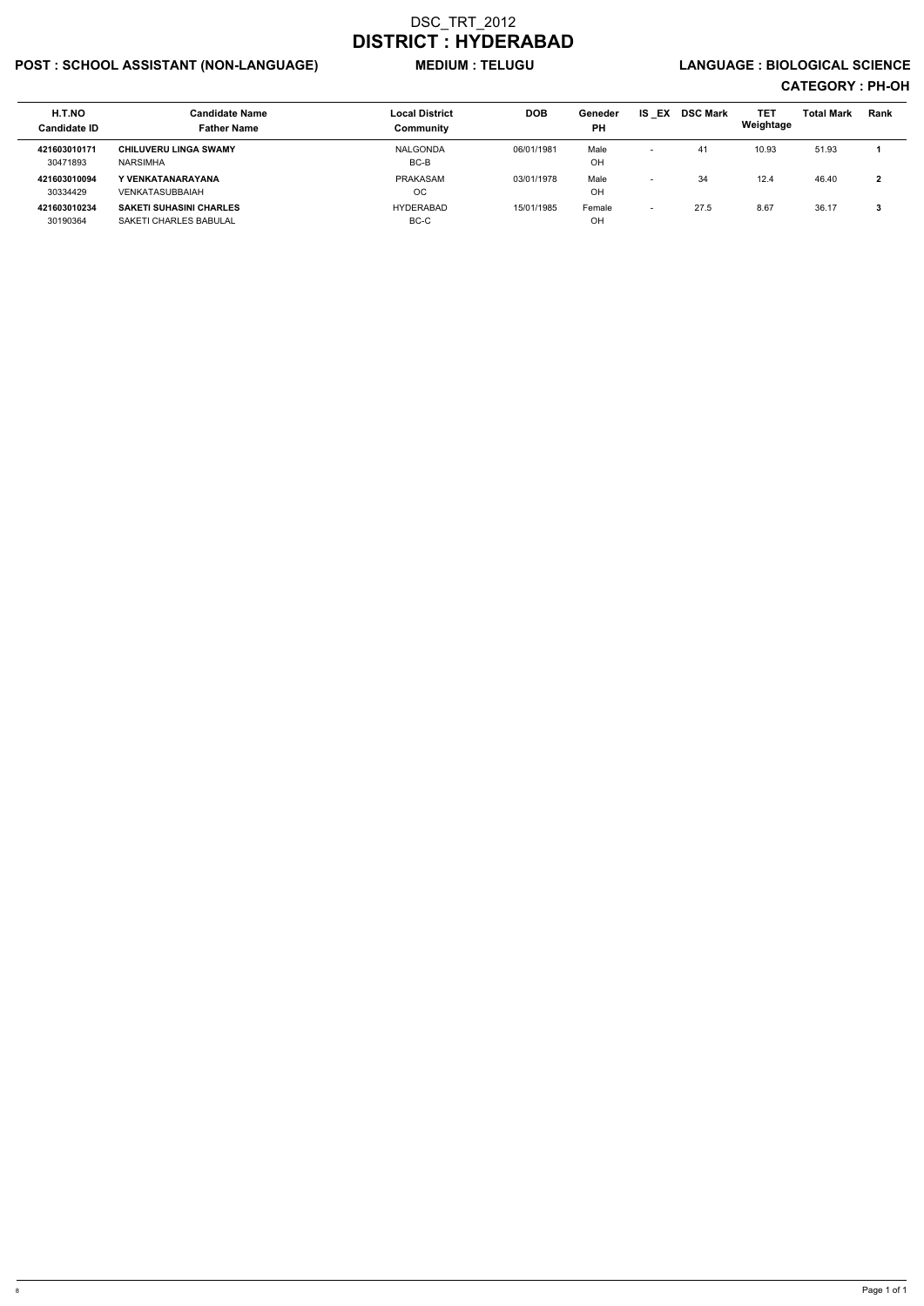# DSC_TRT_2012

## DISTRICT : HYDERABAD

**POST : SCHOOL ASSISTANT (NON-LANGUAGE)** **MEDIUM : TELUGU** **LANGUAGE : BIOLOGICAL SCIENCE**

**CATEGORY : PH-OH**

| H.T.NO<br>Candidate ID | Candidate Name<br>Father Name | Local District<br>Community | DOB | Geneder<br>PH | IS _EX | DSC Mark | TET Weightage | Total Mark | Rank |
|---|---|---|---|---|---|---|---|---|---|
| **421603010171**<br>30471893 | **CHILUVERU LINGA SWAMY**<br>NARSIMHA | NALGONDA<br>BC-B | 06/01/1981 | Male<br>OH | - | 41 | 10.93 | 51.93 | **1** |
| **421603010094**<br>30334429 | **Y VENKATANARAYANA**<br>VENKATASUBBAIAH | PRAKASAM<br>OC | 03/01/1978 | Male<br>OH | - | 34 | 12.4 | 46.40 | **2** |
| **421603010234**<br>30190364 | **SAKETI SUHASINI CHARLES**<br>SAKETI CHARLES BABULAL | HYDERABAD<br>BC-C | 15/01/1985 | Female<br>OH | - | 27.5 | 8.67 | 36.17 | **3** |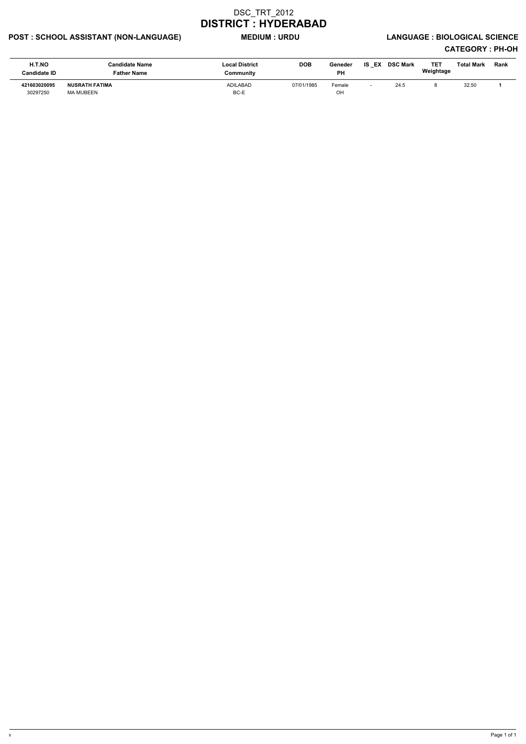# DSC_TRT_2012

# DISTRICT : HYDERABAD

**POST : SCHOOL ASSISTANT (NON-LANGUAGE)** **MEDIUM : URDU** **LANGUAGE : BIOLOGICAL SCIENCE**

**CATEGORY : PH-OH**

| H.T.NO<br>Candidate ID | Candidate Name<br>Father Name | Local District<br>Community | DOB | Geneder<br>PH | IS _EX | DSC Mark | TET Weightage | Total Mark | Rank |
|---|---|---|---|---|---|---|---|---|---|
| **421603020095**<br>30297250 | **NUSRATH FATIMA**<br>MA MUBEEN | ADILABAD<br>BC-E | 07/01/1985 | Female<br>OH | - | 24.5 | 8 | 32.50 | **1** |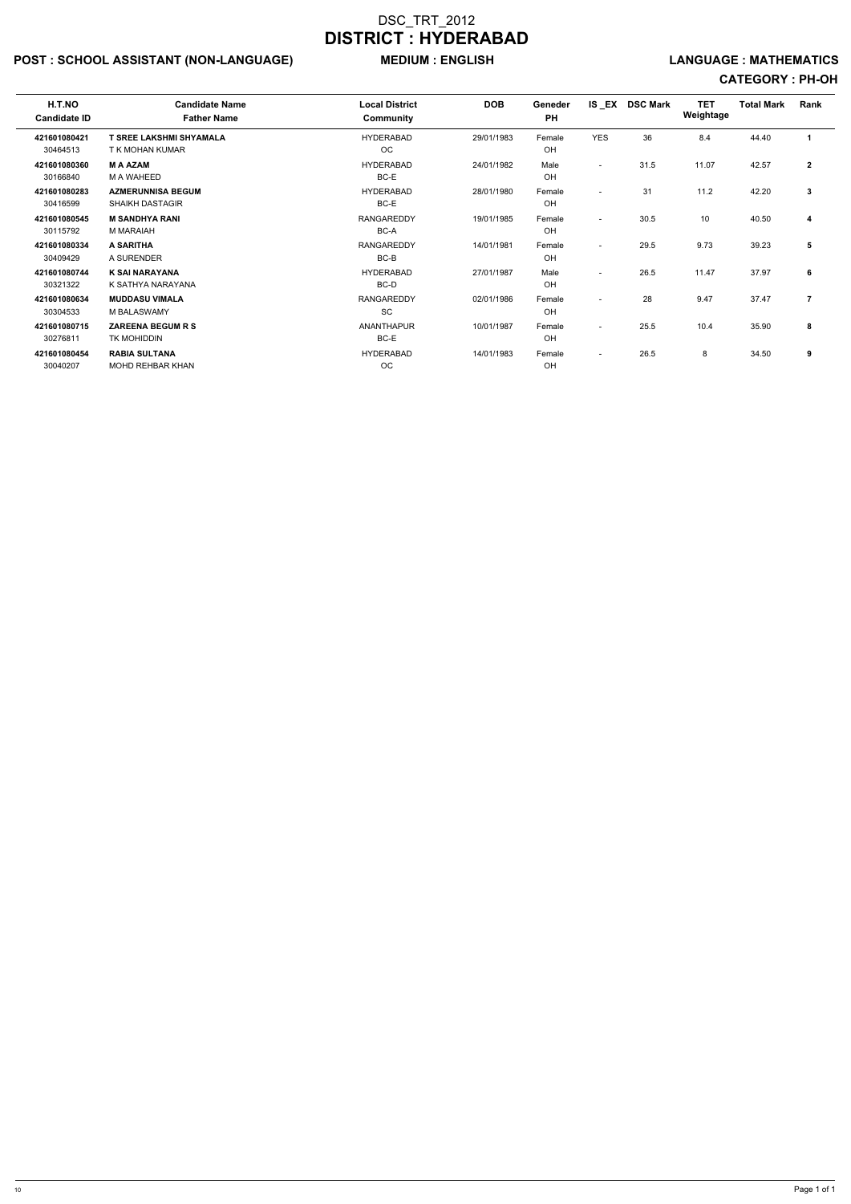# DSC_TRT_2012
# DISTRICT : HYDERABAD

**POST : SCHOOL ASSISTANT (NON-LANGUAGE)** **MEDIUM : ENGLISH** **LANGUAGE : MATHEMATICS**

**CATEGORY : PH-OH**

| H.T.NO<br>Candidate ID | Candidate Name<br>Father Name | Local District<br>Community | DOB | Geneder<br>PH | IS _EX | DSC Mark | TET Weightage | Total Mark | Rank |
|---|---|---|---|---|---|---|---|---|---|
| **421601080421**<br>30464513 | **T SREE LAKSHMI SHYAMALA**<br>T K MOHAN KUMAR | HYDERABAD<br>OC | 29/01/1983 | Female<br>OH | YES | 36 | 8.4 | 44.40 | **1** |
| **421601080360**<br>30166840 | **M A AZAM**<br>M A WAHEED | HYDERABAD<br>BC-E | 24/01/1982 | Male<br>OH | - | 31.5 | 11.07 | 42.57 | **2** |
| **421601080283**<br>30416599 | **AZMERUNNISA BEGUM**<br>SHAIKH DASTAGIR | HYDERABAD<br>BC-E | 28/01/1980 | Female<br>OH | - | 31 | 11.2 | 42.20 | **3** |
| **421601080545**<br>30115792 | **M SANDHYA RANI**<br>M MARAIAH | RANGAREDDY<br>BC-A | 19/01/1985 | Female<br>OH | - | 30.5 | 10 | 40.50 | **4** |
| **421601080334**<br>30409429 | **A SARITHA**<br>A SURENDER | RANGAREDDY<br>BC-B | 14/01/1981 | Female<br>OH | - | 29.5 | 9.73 | 39.23 | **5** |
| **421601080744**<br>30321322 | **K SAI NARAYANA**<br>K SATHYA NARAYANA | HYDERABAD<br>BC-D | 27/01/1987 | Male<br>OH | - | 26.5 | 11.47 | 37.97 | **6** |
| **421601080634**<br>30304533 | **MUDDASU VIMALA**<br>M BALASWAMY | RANGAREDDY<br>SC | 02/01/1986 | Female<br>OH | - | 28 | 9.47 | 37.47 | **7** |
| **421601080715**<br>30276811 | **ZAREENA BEGUM R S**<br>TK MOHIDDIN | ANANTHAPUR<br>BC-E | 10/01/1987 | Female<br>OH | - | 25.5 | 10.4 | 35.90 | **8** |
| **421601080454**<br>30040207 | **RABIA SULTANA**<br>MOHD REHBAR KHAN | HYDERABAD<br>OC | 14/01/1983 | Female<br>OH | - | 26.5 | 8 | 34.50 | **9** |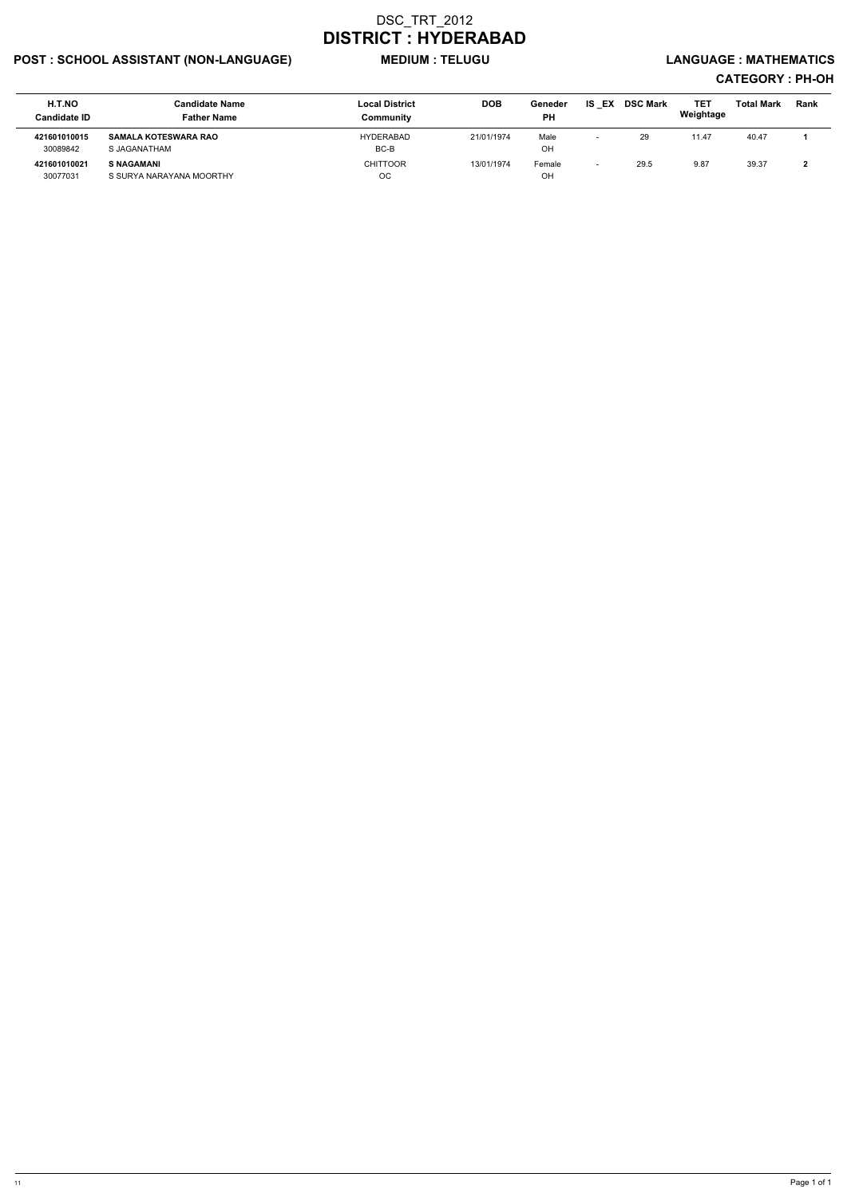# DSC_TRT_2012

# DISTRICT : HYDERABAD

**POST : SCHOOL ASSISTANT (NON-LANGUAGE)** **MEDIUM : TELUGU** **LANGUAGE : MATHEMATICS**

**CATEGORY : PH-OH**

| H.T.NO<br>Candidate ID | Candidate Name<br>Father Name | Local District<br>Community | DOB | Geneder<br>PH | IS _EX | DSC Mark | TET Weightage | Total Mark | Rank |
|---|---|---|---|---|---|---|---|---|---|
| **421601010015**<br>30089842 | **SAMALA KOTESWARA RAO**<br>S JAGANATHAM | HYDERABAD<br>BC-B | 21/01/1974 | Male<br>OH | - | 29 | 11.47 | 40.47 | **1** |
| **421601010021**<br>30077031 | **S NAGAMANI**<br>S SURYA NARAYANA MOORTHY | CHITTOOR<br>OC | 13/01/1974 | Female<br>OH | - | 29.5 | 9.87 | 39.37 | **2** |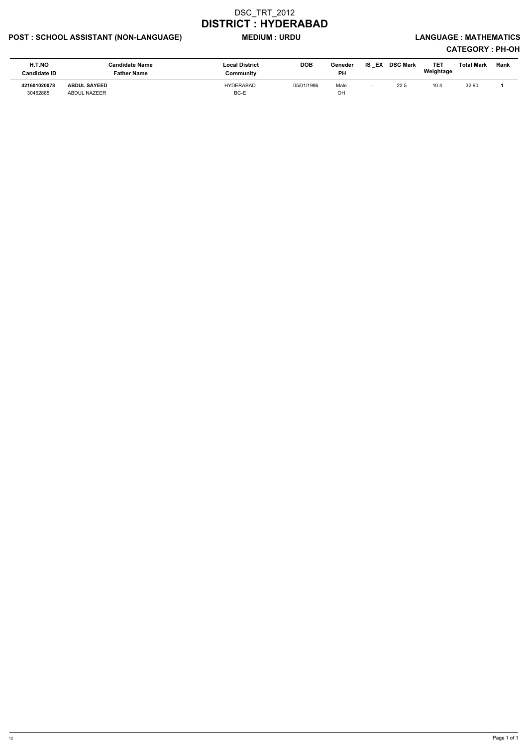# DSC_TRT_2012

# DISTRICT : HYDERABAD

**POST : SCHOOL ASSISTANT (NON-LANGUAGE)** **MEDIUM : URDU** **LANGUAGE : MATHEMATICS**

**CATEGORY : PH-OH**

| H.T.NO<br>Candidate ID | Candidate Name<br>Father Name | Local District<br>Community | DOB | Geneder<br>PH | IS _EX | DSC Mark | TET Weightage | Total Mark | Rank |
|---|---|---|---|---|---|---|---|---|---|
| **421601020078**<br>30452885 | **ABDUL SAYEED**<br>ABDUL NAZEER | HYDERABAD<br>BC-E | 05/01/1986 | Male<br>OH | - | 22.5 | 10.4 | 32.90 | **1** |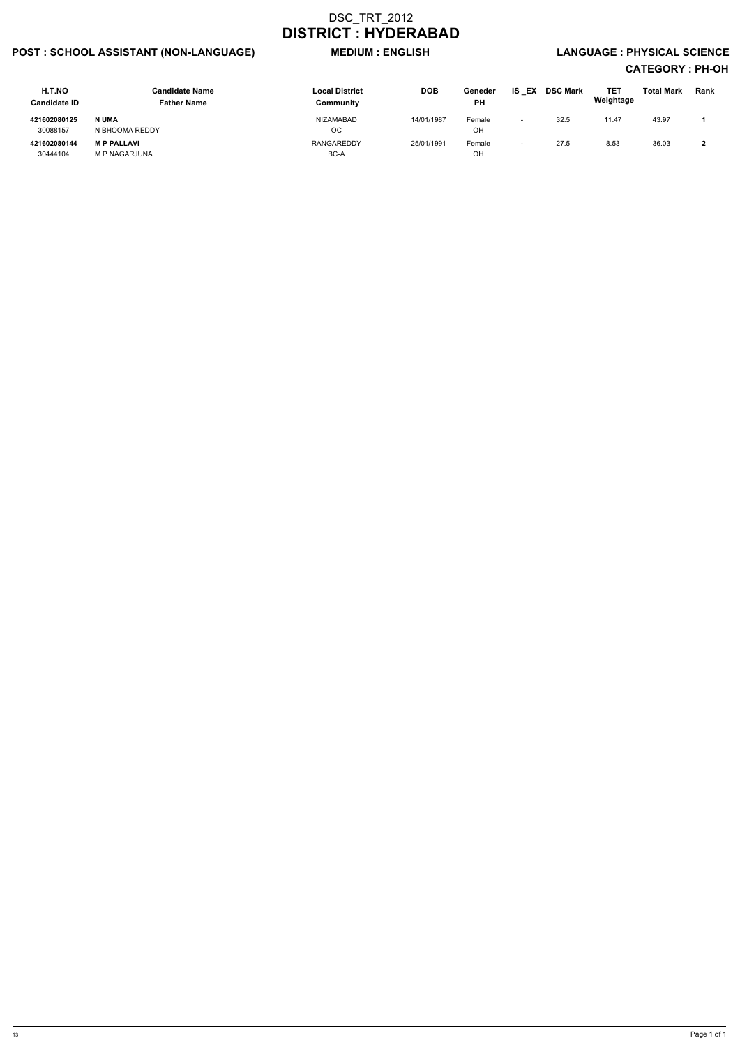# DSC_TRT_2012

# DISTRICT : HYDERABAD

**POST : SCHOOL ASSISTANT (NON-LANGUAGE)** **MEDIUM : ENGLISH** **LANGUAGE : PHYSICAL SCIENCE**

**CATEGORY : PH-OH**

| H.T.NO<br>Candidate ID | Candidate Name<br>Father Name | Local District<br>Community | DOB | Geneder<br>PH | IS _EX | DSC Mark | TET Weightage | Total Mark | Rank |
|---|---|---|---|---|---|---|---|---|---|
| **421602080125**<br>30088157 | **N UMA**<br>N BHOOMA REDDY | NIZAMABAD<br>OC | 14/01/1987 | Female<br>OH | - | 32.5 | 11.47 | 43.97 | **1** |
| **421602080144**<br>30444104 | **M P PALLAVI**<br>M P NAGARJUNA | RANGAREDDY<br>BC-A | 25/01/1991 | Female<br>OH | - | 27.5 | 8.53 | 36.03 | **2** |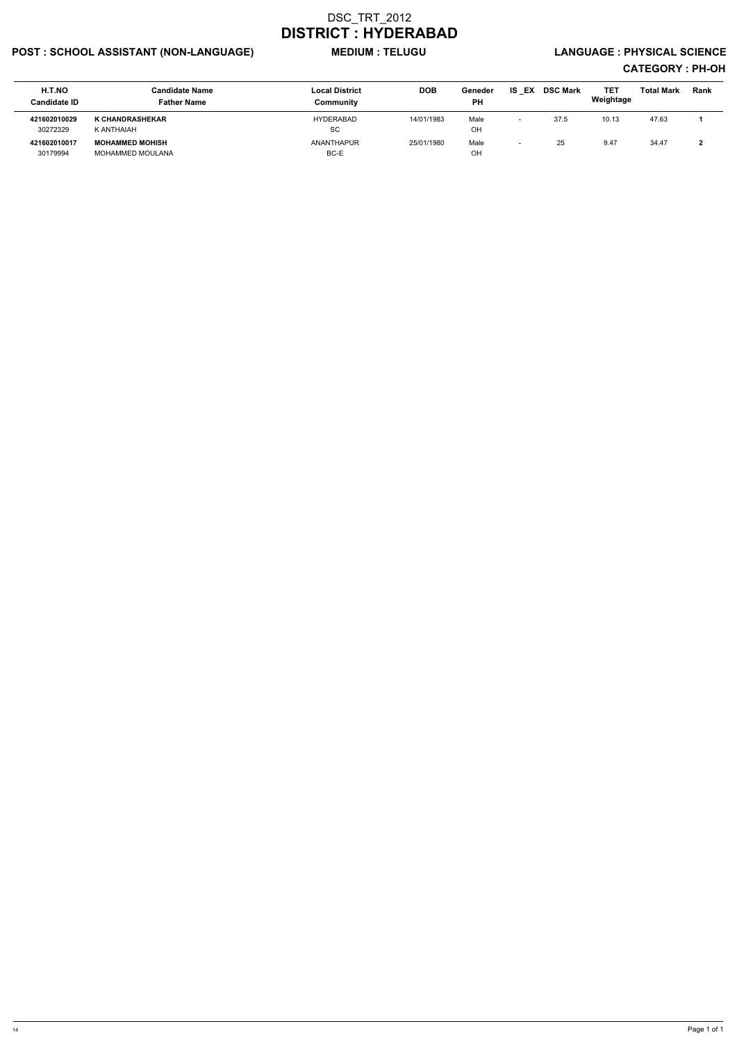# DSC_TRT_2012
# DISTRICT : HYDERABAD

**POST : SCHOOL ASSISTANT (NON-LANGUAGE)** **MEDIUM : TELUGU** **LANGUAGE : PHYSICAL SCIENCE**

**CATEGORY : PH-OH**

| H.T.NO<br>Candidate ID | Candidate Name<br>Father Name | Local District<br>Community | DOB | Geneder<br>PH | IS _EX | DSC Mark | TET Weightage | Total Mark | Rank |
|---|---|---|---|---|---|---|---|---|---|
| **421602010029**<br>30272329 | **K CHANDRASHEKAR**<br>K ANTHAIAH | HYDERABAD<br>SC | 14/01/1983 | Male<br>OH | - | 37.5 | 10.13 | 47.63 | **1** |
| **421602010017**<br>30179994 | **MOHAMMED MOHISH**<br>MOHAMMED MOULANA | ANANTHAPUR<br>BC-E | 25/01/1980 | Male<br>OH | - | 25 | 9.47 | 34.47 | **2** |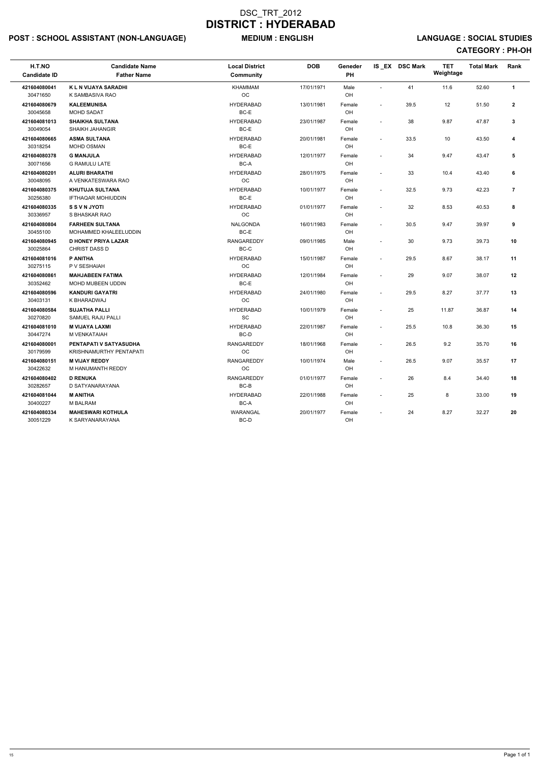# DSC_TRT_2012
# DISTRICT : HYDERABAD

**POST : SCHOOL ASSISTANT (NON-LANGUAGE)** **MEDIUM : ENGLISH** **LANGUAGE : SOCIAL STUDIES**

**CATEGORY : PH-OH**

| H.T.NO<br>Candidate ID | Candidate Name<br>Father Name | Local District<br>Community | DOB | Geneder<br>PH | IS _EX | DSC Mark | TET Weightage | Total Mark | Rank |
|---|---|---|---|---|---|---|---|---|---|
| **421604080041**<br>30471650 | **K L N VIJAYA SARADHI**<br>K SAMBASIVA RAO | KHAMMAM<br>OC | 17/01/1971 | Male<br>OH | - | 41 | 11.6 | 52.60 | **1** |
| **421604080679**<br>30045658 | **KALEEMUNISA**<br>MOHD SADAT | HYDERABAD<br>BC-E | 13/01/1981 | Female<br>OH | - | 39.5 | 12 | 51.50 | **2** |
| **421604081013**<br>30049054 | **SHAIKHA SULTANA**<br>SHAIKH JAHANGIR | HYDERABAD<br>BC-E | 23/01/1987 | Female<br>OH | - | 38 | 9.87 | 47.87 | **3** |
| **421604080665**<br>30318254 | **ASMA SULTANA**<br>MOHD OSMAN | HYDERABAD<br>BC-E | 20/01/1981 | Female<br>OH | - | 33.5 | 10 | 43.50 | **4** |
| **421604080378**<br>30071656 | **G MANJULA**<br>G RAMULU LATE | HYDERABAD<br>BC-A | 12/01/1977 | Female<br>OH | - | 34 | 9.47 | 43.47 | **5** |
| **421604080201**<br>30048095 | **ALURI BHARATHI**<br>A VENKATESWARA RAO | HYDERABAD<br>OC | 28/01/1975 | Female<br>OH | - | 33 | 10.4 | 43.40 | **6** |
| **421604080375**<br>30256380 | **KHUTUJA SULTANA**<br>IFTHAQAR MOHIUDDIN | HYDERABAD<br>BC-E | 10/01/1977 | Female<br>OH | - | 32.5 | 9.73 | 42.23 | **7** |
| **421604080335**<br>30336957 | **S S V N JYOTI**<br>S BHASKAR RAO | HYDERABAD<br>OC | 01/01/1977 | Female<br>OH | - | 32 | 8.53 | 40.53 | **8** |
| **421604080804**<br>30455100 | **FARHEEN SULTANA**<br>MOHAMMED KHALEELUDDIN | NALGONDA<br>BC-E | 16/01/1983 | Female<br>OH | - | 30.5 | 9.47 | 39.97 | **9** |
| **421604080945**<br>30025864 | **D HONEY PRIYA LAZAR**<br>CHRIST DASS D | RANGAREDDY<br>BC-C | 09/01/1985 | Male<br>OH | - | 30 | 9.73 | 39.73 | **10** |
| **421604081016**<br>30275115 | **P ANITHA**<br>P V SESHAIAH | HYDERABAD<br>OC | 15/01/1987 | Female<br>OH | - | 29.5 | 8.67 | 38.17 | **11** |
| **421604080861**<br>30352462 | **MAHJABEEN FATIMA**<br>MOHD MUBEEN UDDIN | HYDERABAD<br>BC-E | 12/01/1984 | Female<br>OH | - | 29 | 9.07 | 38.07 | **12** |
| **421604080596**<br>30403131 | **KANDURI GAYATRI**<br>K BHARADWAJ | HYDERABAD<br>OC | 24/01/1980 | Female<br>OH | - | 29.5 | 8.27 | 37.77 | **13** |
| **421604080584**<br>30270820 | **SUJATHA PALLI**<br>SAMUEL RAJU PALLI | HYDERABAD<br>SC | 10/01/1979 | Female<br>OH | - | 25 | 11.87 | 36.87 | **14** |
| **421604081010**<br>30447274 | **M VIJAYA LAXMI**<br>M VENKATAIAH | HYDERABAD<br>BC-D | 22/01/1987 | Female<br>OH | - | 25.5 | 10.8 | 36.30 | **15** |
| **421604080001**<br>30179599 | **PENTAPATI V SATYASUDHA**<br>KRISHNAMURTHY PENTAPATI | RANGAREDDY<br>OC | 18/01/1968 | Female<br>OH | - | 26.5 | 9.2 | 35.70 | **16** |
| **421604080151**<br>30422632 | **M VIJAY REDDY**<br>M HANUMANTH REDDY | RANGAREDDY<br>OC | 10/01/1974 | Male<br>OH | - | 26.5 | 9.07 | 35.57 | **17** |
| **421604080402**<br>30282657 | **D RENUKA**<br>D SATYANARAYANA | RANGAREDDY<br>BC-B | 01/01/1977 | Female<br>OH | - | 26 | 8.4 | 34.40 | **18** |
| **421604081044**<br>30400227 | **M ANITHA**<br>M BALRAM | HYDERABAD<br>BC-A | 22/01/1988 | Female<br>OH | - | 25 | 8 | 33.00 | **19** |
| **421604080334**<br>30051229 | **MAHESWARI KOTHULA**<br>K SARYANARAYANA | WARANGAL<br>BC-D | 20/01/1977 | Female<br>OH | - | 24 | 8.27 | 32.27 | **20** |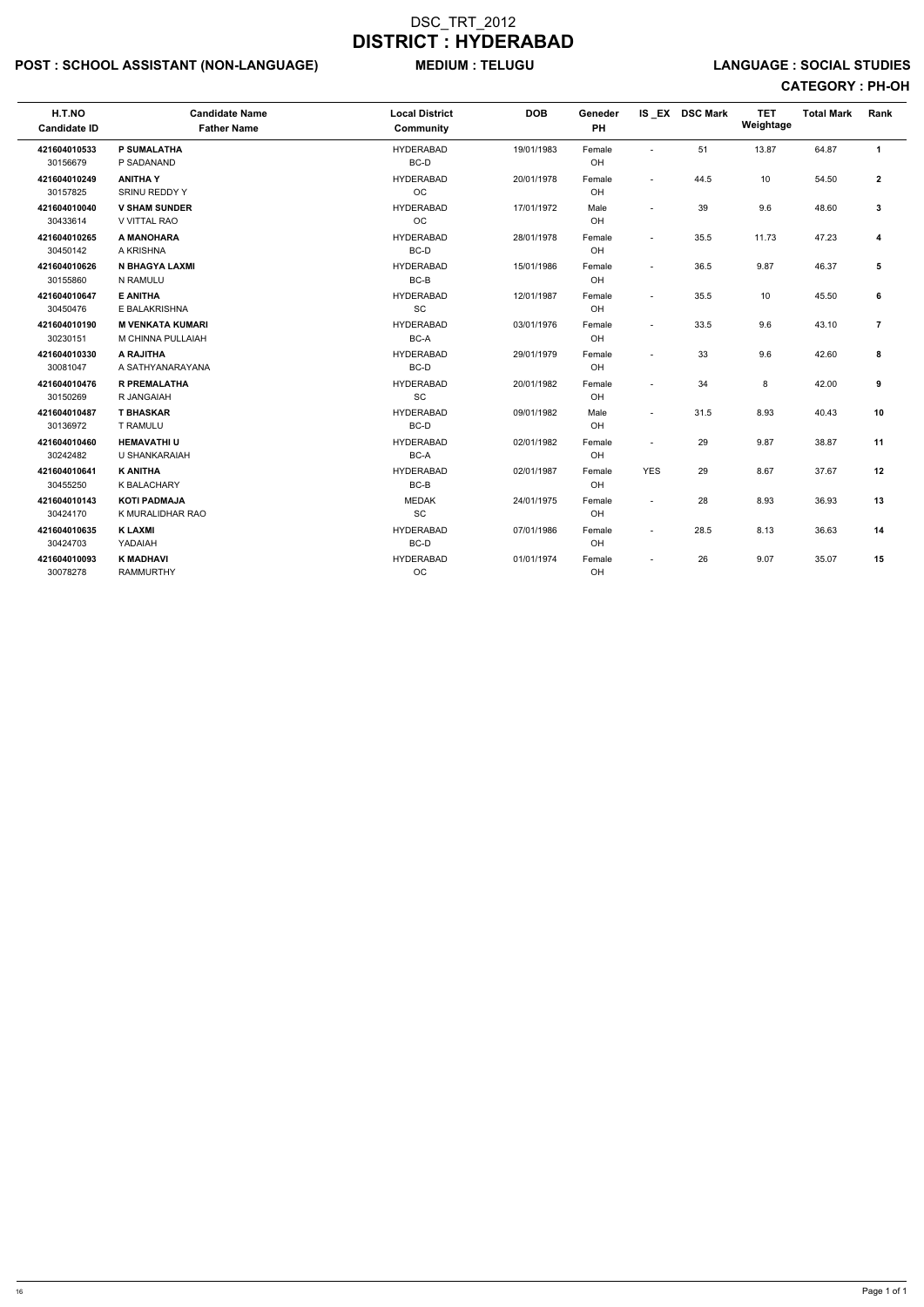# DSC_TRT_2012
# DISTRICT : HYDERABAD

**POST : SCHOOL ASSISTANT (NON-LANGUAGE)** **MEDIUM : TELUGU** **LANGUAGE : SOCIAL STUDIES**

**CATEGORY : PH-OH**

| H.T.NO<br>Candidate ID | Candidate Name<br>Father Name | Local District<br>Community | DOB | Geneder<br>PH | IS _EX | DSC Mark | TET Weightage | Total Mark | Rank |
|---|---|---|---|---|---|---|---|---|---|
| **421604010533**<br>30156679 | **P SUMALATHA**<br>P SADANAND | HYDERABAD<br>BC-D | 19/01/1983 | Female<br>OH | - | 51 | 13.87 | 64.87 | **1** |
| **421604010249**<br>30157825 | **ANITHA Y**<br>SRINU REDDY Y | HYDERABAD<br>OC | 20/01/1978 | Female<br>OH | - | 44.5 | 10 | 54.50 | **2** |
| **421604010040**<br>30433614 | **V SHAM SUNDER**<br>V VITTAL RAO | HYDERABAD<br>OC | 17/01/1972 | Male<br>OH | - | 39 | 9.6 | 48.60 | **3** |
| **421604010265**<br>30450142 | **A MANOHARA**<br>A KRISHNA | HYDERABAD<br>BC-D | 28/01/1978 | Female<br>OH | - | 35.5 | 11.73 | 47.23 | **4** |
| **421604010626**<br>30155860 | **N BHAGYA LAXMI**<br>N RAMULU | HYDERABAD<br>BC-B | 15/01/1986 | Female<br>OH | - | 36.5 | 9.87 | 46.37 | **5** |
| **421604010647**<br>30450476 | **E ANITHA**<br>E BALAKRISHNA | HYDERABAD<br>SC | 12/01/1987 | Female<br>OH | - | 35.5 | 10 | 45.50 | **6** |
| **421604010190**<br>30230151 | **M VENKATA KUMARI**<br>M CHINNA PULLAIAH | HYDERABAD<br>BC-A | 03/01/1976 | Female<br>OH | - | 33.5 | 9.6 | 43.10 | **7** |
| **421604010330**<br>30081047 | **A RAJITHA**<br>A SATHYANARAYANA | HYDERABAD<br>BC-D | 29/01/1979 | Female<br>OH | - | 33 | 9.6 | 42.60 | **8** |
| **421604010476**<br>30150269 | **R PREMALATHA**<br>R JANGAIAH | HYDERABAD<br>SC | 20/01/1982 | Female<br>OH | - | 34 | 8 | 42.00 | **9** |
| **421604010487**<br>30136972 | **T BHASKAR**<br>T RAMULU | HYDERABAD<br>BC-D | 09/01/1982 | Male<br>OH | - | 31.5 | 8.93 | 40.43 | **10** |
| **421604010460**<br>30242482 | **HEMAVATHI U**<br>U SHANKARAIAH | HYDERABAD<br>BC-A | 02/01/1982 | Female<br>OH | - | 29 | 9.87 | 38.87 | **11** |
| **421604010641**<br>30455250 | **K ANITHA**<br>K BALACHARY | HYDERABAD<br>BC-B | 02/01/1987 | Female<br>OH | YES | 29 | 8.67 | 37.67 | **12** |
| **421604010143**<br>30424170 | **KOTI PADMAJA**<br>K MURALIDHAR RAO | MEDAK<br>SC | 24/01/1975 | Female<br>OH | - | 28 | 8.93 | 36.93 | **13** |
| **421604010635**<br>30424703 | **K LAXMI**<br>YADAIAH | HYDERABAD<br>BC-D | 07/01/1986 | Female<br>OH | - | 28.5 | 8.13 | 36.63 | **14** |
| **421604010093**<br>30078278 | **K MADHAVI**<br>RAMMURTHY | HYDERABAD<br>OC | 01/01/1974 | Female<br>OH | - | 26 | 9.07 | 35.07 | **15** |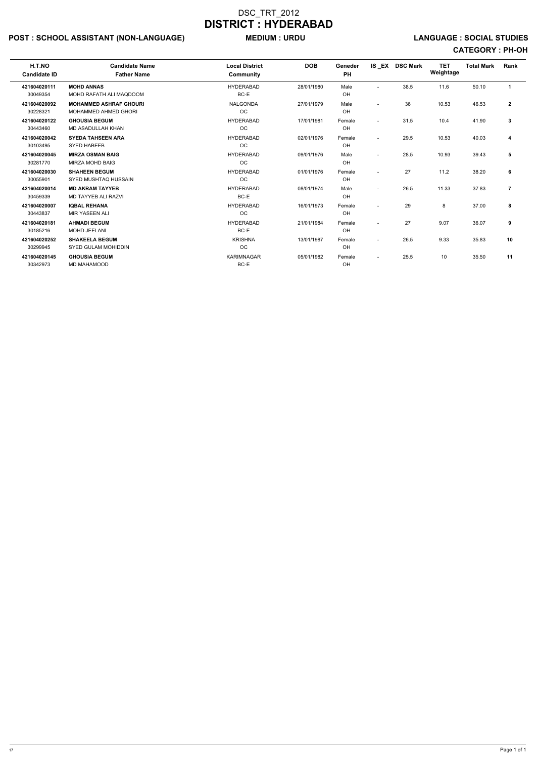# DSC_TRT_2012
# DISTRICT : HYDERABAD

**POST : SCHOOL ASSISTANT (NON-LANGUAGE)** **MEDIUM : URDU** **LANGUAGE : SOCIAL STUDIES**

**CATEGORY : PH-OH**

| H.T.NO / Candidate ID | Candidate Name / Father Name | Local District / Community | DOB | Geneder / PH | IS _EX | DSC Mark | TET Weightage | Total Mark | Rank |
|---|---|---|---|---|---|---|---|---|---|
| **421604020111** 30049354 | **MOHD ANNAS** MOHD RAFATH ALI MAQDOOM | HYDERABAD BC-E | 28/01/1980 | Male OH | - | 38.5 | 11.6 | 50.10 | **1** |
| **421604020092** 30228321 | **MOHAMMED ASHRAF GHOURI** MOHAMMED AHMED GHORI | NALGONDA OC | 27/01/1979 | Male OH | - | 36 | 10.53 | 46.53 | **2** |
| **421604020122** 30443460 | **GHOUSIA BEGUM** MD ASADULLAH KHAN | HYDERABAD OC | 17/01/1981 | Female OH | - | 31.5 | 10.4 | 41.90 | **3** |
| **421604020042** 30103495 | **SYEDA TAHSEEN ARA** SYED HABEEB | HYDERABAD OC | 02/01/1976 | Female OH | - | 29.5 | 10.53 | 40.03 | **4** |
| **421604020045** 30281770 | **MIRZA OSMAN BAIG** MIRZA MOHD BAIG | HYDERABAD OC | 09/01/1976 | Male OH | - | 28.5 | 10.93 | 39.43 | **5** |
| **421604020030** 30055901 | **SHAHEEN BEGUM** SYED MUSHTAQ HUSSAIN | HYDERABAD OC | 01/01/1976 | Female OH | - | 27 | 11.2 | 38.20 | **6** |
| **421604020014** 30459339 | **MD AKRAM TAYYEB** MD TAYYEB ALI RAZVI | HYDERABAD BC-E | 08/01/1974 | Male OH | - | 26.5 | 11.33 | 37.83 | **7** |
| **421604020007** 30443837 | **IQBAL REHANA** MIR YASEEN ALI | HYDERABAD OC | 16/01/1973 | Female OH | - | 29 | 8 | 37.00 | **8** |
| **421604020181** 30185216 | **AHMADI BEGUM** MOHD JEELANI | HYDERABAD BC-E | 21/01/1984 | Female OH | - | 27 | 9.07 | 36.07 | **9** |
| **421604020252** 30299945 | **SHAKEELA BEGUM** SYED GULAM MOHIDDIN | KRISHNA OC | 13/01/1987 | Female OH | - | 26.5 | 9.33 | 35.83 | **10** |
| **421604020145** 30342973 | **GHOUSIA BEGUM** MD MAHAMOOD | KARIMNAGAR BC-E | 05/01/1982 | Female OH | - | 25.5 | 10 | 35.50 | **11** |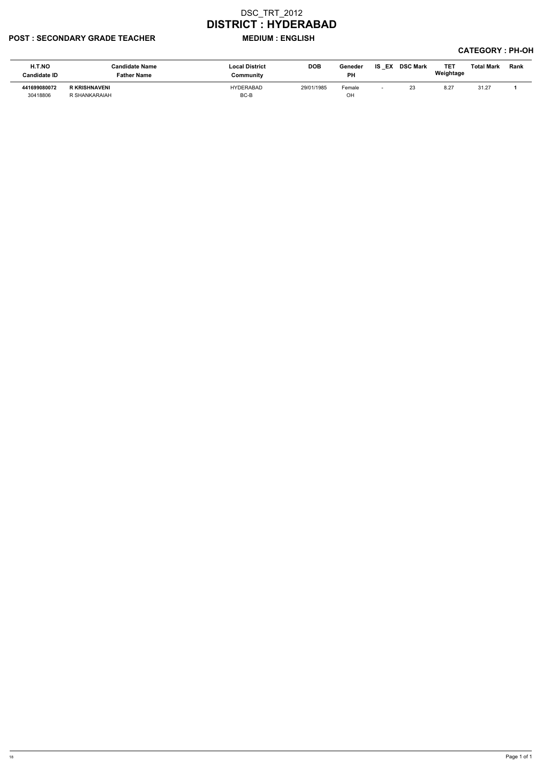# DSC_TRT_2012

# DISTRICT : HYDERABAD

**POST : SECONDARY GRADE TEACHER** **MEDIUM : ENGLISH**

**CATEGORY : PH-OH**

| H.T.NO<br>Candidate ID | Candidate Name<br>Father Name | Local District<br>Community | DOB | Geneder<br>PH | IS _EX | DSC Mark | TET Weightage | Total Mark | Rank |
|---|---|---|---|---|---|---|---|---|---|
| **441699080072**<br>30418806 | **R KRISHNAVENI**<br>R SHANKARAIAH | HYDERABAD<br>BC-B | 29/01/1985 | Female<br>OH | - | 23 | 8.27 | 31.27 | **1** |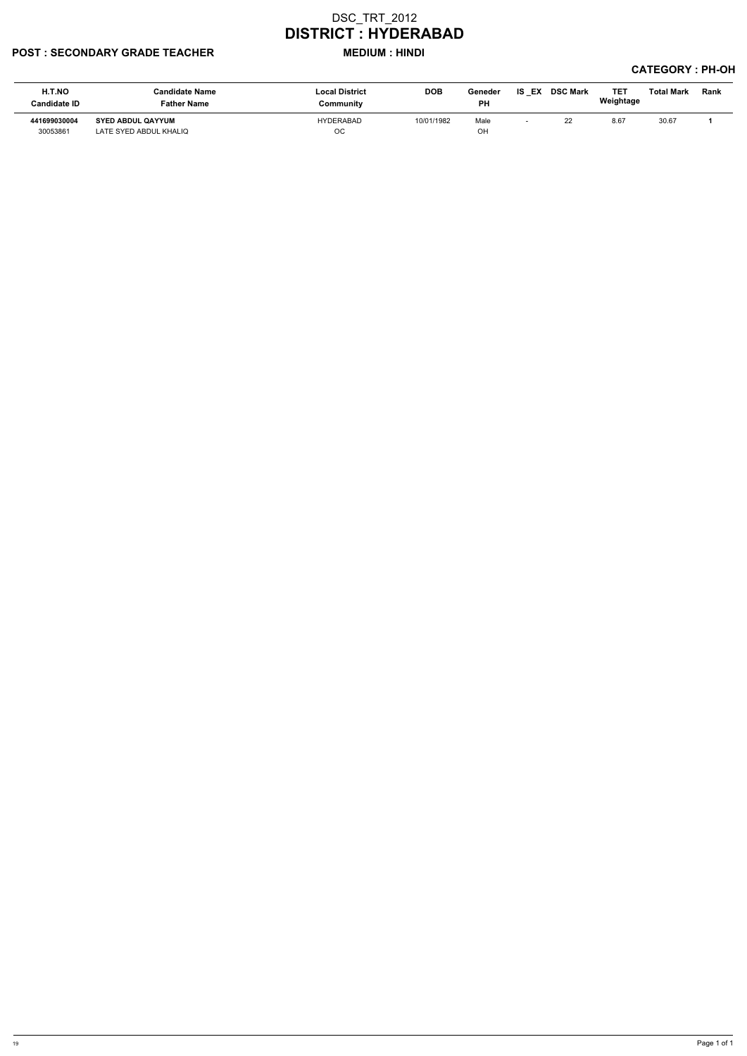# DSC_TRT_2012

# DISTRICT : HYDERABAD

**POST : SECONDARY GRADE TEACHER** **MEDIUM : HINDI**

**CATEGORY : PH-OH**

| H.T.NO<br>Candidate ID | Candidate Name<br>Father Name | Local District<br>Community | DOB | Geneder<br>PH | IS _EX | DSC Mark | TET Weightage | Total Mark | Rank |
|---|---|---|---|---|---|---|---|---|---|
| **441699030004**<br>30053861 | **SYED ABDUL QAYYUM**<br>LATE SYED ABDUL KHALIQ | HYDERABAD<br>OC | 10/01/1982 | Male<br>OH | - | 22 | 8.67 | 30.67 | **1** |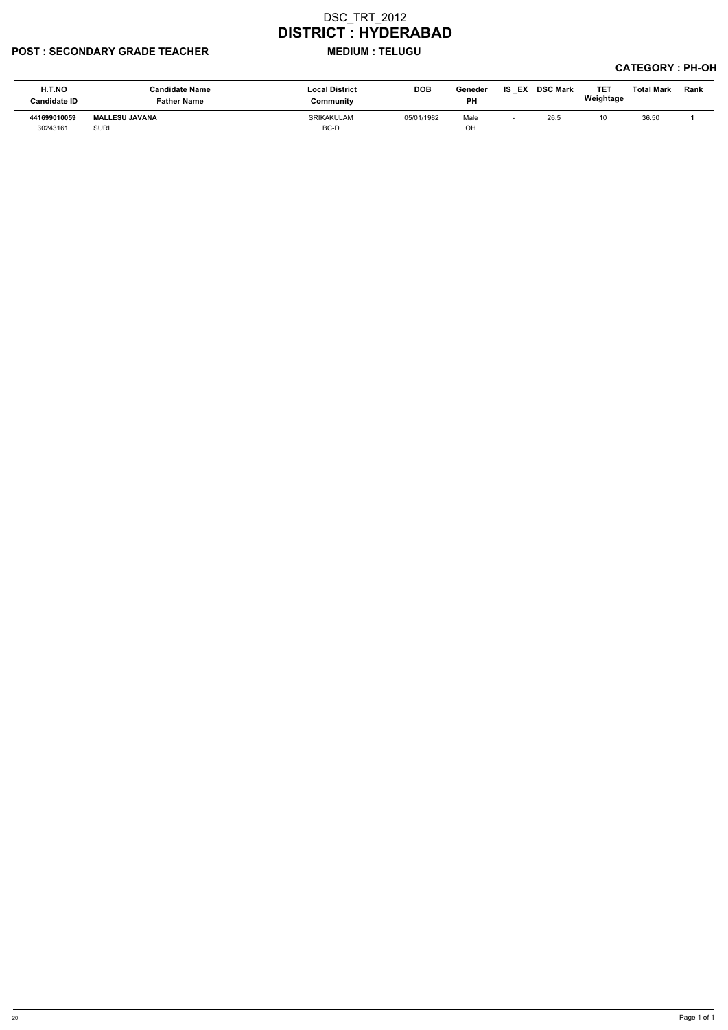# DSC_TRT_2012

# DISTRICT : HYDERABAD

**POST : SECONDARY GRADE TEACHER** **MEDIUM : TELUGU**

**CATEGORY : PH-OH**

| H.T.NO<br>Candidate ID | Candidate Name<br>Father Name | Local District<br>Community | DOB | Geneder<br>PH | IS _EX | DSC Mark | TET Weightage | Total Mark | Rank |
|---|---|---|---|---|---|---|---|---|---|
| **441699010059**<br>30243161 | **MALLESU JAVANA**<br>SURI | SRIKAKULAM<br>BC-D | 05/01/1982 | Male<br>OH | - | 26.5 | 10 | 36.50 | **1** |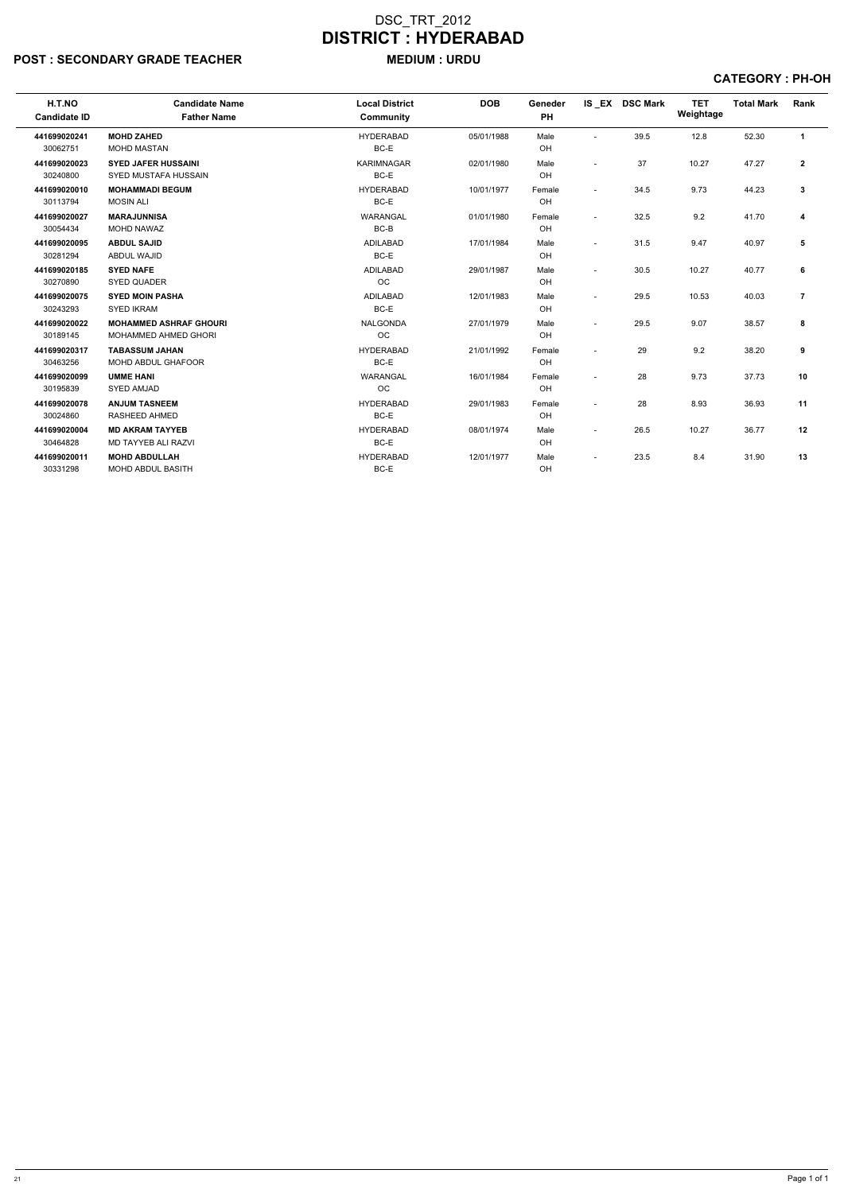# DSC_TRT_2012

# DISTRICT : HYDERABAD

**POST : SECONDARY GRADE TEACHER** **MEDIUM : URDU**

**CATEGORY : PH-OH**

| H.T.NO<br>Candidate ID | Candidate Name<br>Father Name | Local District<br>Community | DOB | Geneder<br>PH | IS _EX | DSC Mark | TET Weightage | Total Mark | Rank |
|---|---|---|---|---|---|---|---|---|---|
| 441699020241<br>30062751 | **MOHD ZAHED**<br>MOHD MASTAN | HYDERABAD<br>BC-E | 05/01/1988 | Male<br>OH | - | 39.5 | 12.8 | 52.30 | 1 |
| 441699020023<br>30240800 | **SYED JAFER HUSSAINI**<br>SYED MUSTAFA HUSSAIN | KARIMNAGAR<br>BC-E | 02/01/1980 | Male<br>OH | - | 37 | 10.27 | 47.27 | 2 |
| 441699020010<br>30113794 | **MOHAMMADI BEGUM**<br>MOSIN ALI | HYDERABAD<br>BC-E | 10/01/1977 | Female<br>OH | - | 34.5 | 9.73 | 44.23 | 3 |
| 441699020027<br>30054434 | **MARAJUNNISA**<br>MOHD NAWAZ | WARANGAL<br>BC-B | 01/01/1980 | Female<br>OH | - | 32.5 | 9.2 | 41.70 | 4 |
| 441699020095<br>30281294 | **ABDUL SAJID**<br>ABDUL WAJID | ADILABAD<br>BC-E | 17/01/1984 | Male<br>OH | - | 31.5 | 9.47 | 40.97 | 5 |
| 441699020185<br>30270890 | **SYED NAFE**<br>SYED QUADER | ADILABAD<br>OC | 29/01/1987 | Male<br>OH | - | 30.5 | 10.27 | 40.77 | 6 |
| 441699020075<br>30243293 | **SYED MOIN PASHA**<br>SYED IKRAM | ADILABAD<br>BC-E | 12/01/1983 | Male<br>OH | - | 29.5 | 10.53 | 40.03 | 7 |
| 441699020022<br>30189145 | **MOHAMMED ASHRAF GHOURI**<br>MOHAMMED AHMED GHORI | NALGONDA<br>OC | 27/01/1979 | Male<br>OH | - | 29.5 | 9.07 | 38.57 | 8 |
| 441699020317<br>30463256 | **TABASSUM JAHAN**<br>MOHD ABDUL GHAFOOR | HYDERABAD<br>BC-E | 21/01/1992 | Female<br>OH | - | 29 | 9.2 | 38.20 | 9 |
| 441699020099<br>30195839 | **UMME HANI**<br>SYED AMJAD | WARANGAL<br>OC | 16/01/1984 | Female<br>OH | - | 28 | 9.73 | 37.73 | 10 |
| 441699020078<br>30024860 | **ANJUM TASNEEM**<br>RASHEED AHMED | HYDERABAD<br>BC-E | 29/01/1983 | Female<br>OH | - | 28 | 8.93 | 36.93 | 11 |
| 441699020004<br>30464828 | **MD AKRAM TAYYEB**<br>MD TAYYEB ALI RAZVI | HYDERABAD<br>BC-E | 08/01/1974 | Male<br>OH | - | 26.5 | 10.27 | 36.77 | 12 |
| 441699020011<br>30331298 | **MOHD ABDULLAH**<br>MOHD ABDUL BASITH | HYDERABAD<br>BC-E | 12/01/1977 | Male<br>OH | - | 23.5 | 8.4 | 31.90 | 13 |